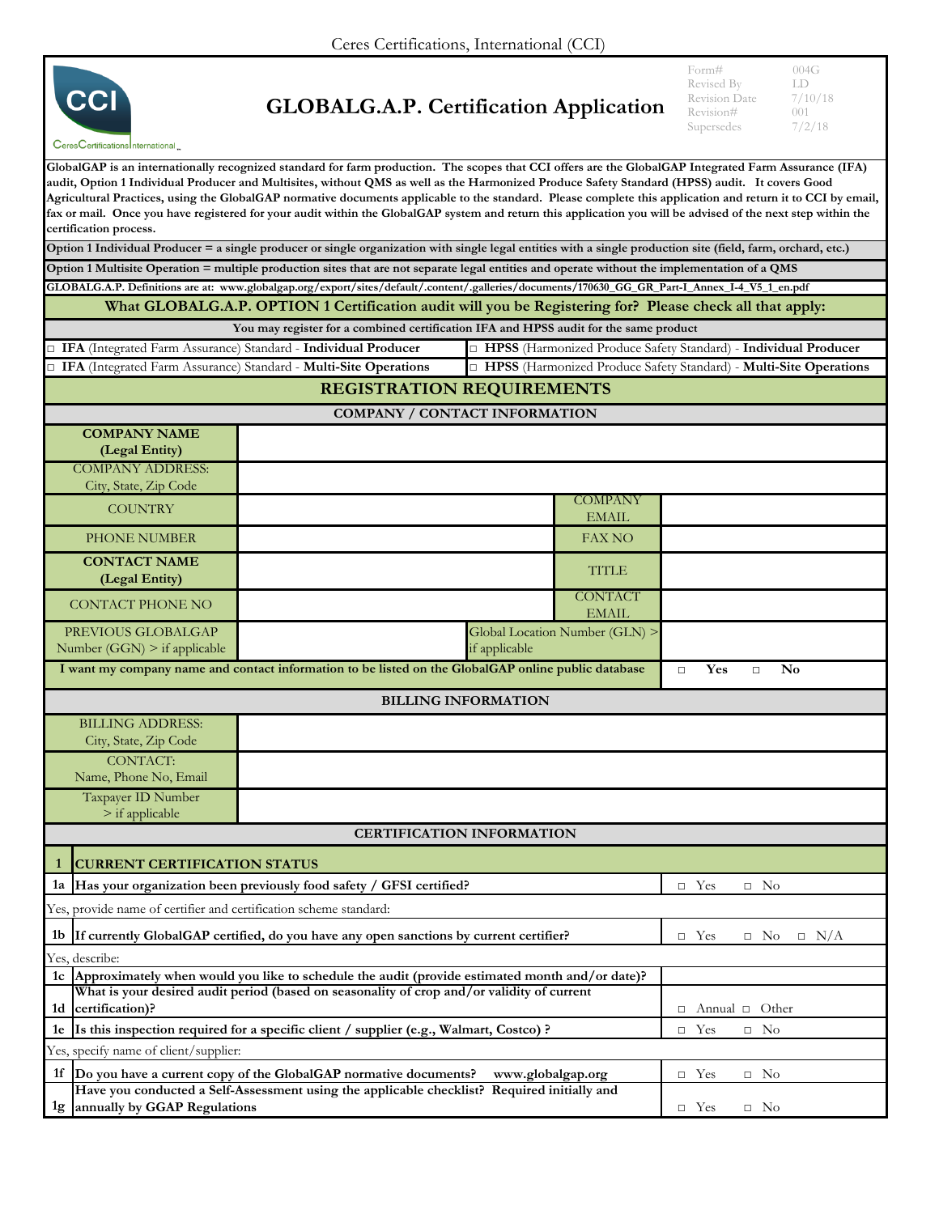Ceres Certifications, International (CCI)

# GLOBALG.A.P. Certification Application

| Form# | 004G |
|---|---|
| Revised By | LD |
| Revision Date | 7/10/18 |
| Revision# | 001 |
| Supersedes | 7/2/18 |

**GlobalGAP is an internationally recognized standard for farm production. The scopes that CCI offers are the GlobalGAP Integrated Farm Assurance (IFA) audit, Option 1 Individual Producer and Multisites, without QMS as well as the Harmonized Produce Safety Standard (HPSS) audit. It covers Good Agricultural Practices, using the GlobalGAP normative documents applicable to the standard. Please complete this application and return it to CCI by email, fax or mail. Once you have registered for your audit within the GlobalGAP system and return this application you will be advised of the next step within the certification process.**

**Option 1 Individual Producer = a single producer or single organization with single legal entities with a single production site (field, farm, orchard, etc.)**

**Option 1 Multisite Operation = multiple production sites that are not separate legal entities and operate without the implementation of a QMS**

**GLOBALG.A.P. Definitions are at: www.globalgap.org/export/sites/default/.content/.galleries/documents/170630_GG_GR_Part-I_Annex_I-4_V5_1_en.pdf**

## What GLOBALG.A.P. OPTION 1 Certification audit will you be Registering for? Please check all that apply:

**You may register for a combined certification IFA and HPSS audit for the same product**

| | |
|---|---|
| □ **IFA** (Integrated Farm Assurance) Standard - **Individual Producer** | □ **HPSS** (Harmonized Produce Safety Standard) - **Individual Producer** |
| □ **IFA** (Integrated Farm Assurance) Standard - **Multi-Site Operations** | □ **HPSS** (Harmonized Produce Safety Standard) - **Multi-Site Operations** |

## REGISTRATION REQUIREMENTS

### COMPANY / CONTACT INFORMATION

| | | | |
|---|---|---|---|
| **COMPANY NAME (Legal Entity)** | | | |
| COMPANY ADDRESS: City, State, Zip Code | | | |
| COUNTRY | | COMPANY EMAIL | |
| PHONE NUMBER | | FAX NO | |
| **CONTACT NAME (Legal Entity)** | | TITLE | |
| CONTACT PHONE NO | | CONTACT EMAIL | |
| PREVIOUS GLOBALGAP Number (GGN) > if applicable | | Global Location Number (GLN) > if applicable | |
| **I want my company name and contact information to be listed on the GlobalGAP online public database** | | | □ **Yes** □ **No** |

### BILLING INFORMATION

| | |
|---|---|
| BILLING ADDRESS: City, State, Zip Code | |
| CONTACT: Name, Phone No, Email | |
| Taxpayer ID Number > if applicable | |

### CERTIFICATION INFORMATION

| | | |
|---|---|---|
| **1** | **CURRENT CERTIFICATION STATUS** | |
| 1a | **Has your organization been previously food safety / GFSI certified?** | □ Yes □ No |
| Yes, provide name of certifier and certification scheme standard: | | |
| 1b | **If currently GlobalGAP certified, do you have any open sanctions by current certifier?** | □ Yes □ No □ N/A |
| Yes, describe: | | |
| 1c | **Approximately when would you like to schedule the audit (provide estimated month and/or date)?** | |
| 1d | **What is your desired audit period (based on seasonality of crop and/or validity of current certification)?** | □ Annual □ Other |
| 1e | **Is this inspection required for a specific client / supplier (e.g., Walmart, Costco) ?** | □ Yes □ No |
| Yes, specify name of client/supplier: | | |
| 1f | **Do you have a current copy of the GlobalGAP normative documents? www.globalgap.org** | □ Yes □ No |
| 1g | **Have you conducted a Self-Assessment using the applicable checklist? Required initially and annually by GGAP Regulations** | □ Yes □ No |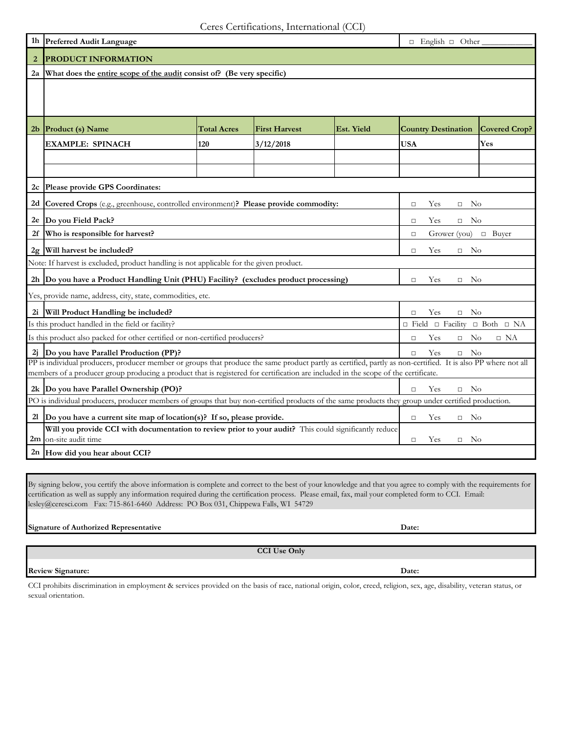Ceres Certifications, International (CCI)

| | | |
|---|---|---|
| 1h | **Preferred Audit Language** | □ English □ Other ___________ |

## 2 PRODUCT INFORMATION

**2a What does the entire scope of the audit consist of? (Be very specific)**

| 2b | Product (s) Name | Total Acres | First Harvest | Est. Yield | Country Destination | Covered Crop? |
|---|---|---|---|---|---|---|
| | **EXAMPLE: SPINACH** | **120** | **3/12/2018** | | **USA** | **Yes** |
| | | | | | | |
| | | | | | | |

| | | |
|---|---|---|
| 2c | **Please provide GPS Coordinates:** | |
| 2d | **Covered Crops** (e.g., greenhouse, controlled environment)? **Please provide commodity:** | □ Yes □ No |
| 2e | **Do you Field Pack?** | □ Yes □ No |
| 2f | **Who is responsible for harvest?** | □ Grower (you) □ Buyer |
| 2g | **Will harvest be included?** | □ Yes □ No |
| | Note: If harvest is excluded, product handling is not applicable for the given product. | |
| 2h | **Do you have a Product Handling Unit (PHU) Facility? (excludes product processing)** | □ Yes □ No |
| | Yes, provide name, address, city, state, commodities, etc. | |
| 2i | **Will Product Handling be included?** | □ Yes □ No |
| | Is this product handled in the field or facility? | □ Field □ Facility □ Both □ NA |
| | Is this product also packed for other certified or non-certified producers? | □ Yes □ No □ NA |
| 2j | **Do you have Parallel Production (PP)?** | □ Yes □ No |
| | PP is individual producers, producer member or groups that produce the same product partly as certified, partly as non-certified. It is also PP where not all members of a producer group producing a product that is registered for certification are included in the scope of the certificate. | |
| 2k | **Do you have Parallel Ownership (PO)?** | □ Yes □ No |
| | PO is individual producers, producer members of groups that buy non-certified products of the same products they group under certified production. | |
| 2l | **Do you have a current site map of location(s)? If so, please provide.** | □ Yes □ No |
| 2m | **Will you provide CCI with documentation to review prior to your audit?** This could significantly reduce on-site audit time | □ Yes □ No |
| 2n | **How did you hear about CCI?** | |

By signing below, you certify the above information is complete and correct to the best of your knowledge and that you agree to comply with the requirements for certification as well as supply any information required during the certification process. Please email, fax, mail your completed form to CCI. Email: lesley@ceresci.com Fax: 715-861-6460 Address: PO Box 031, Chippewa Falls, WI 54729

**Signature of Authorized Representative** **Date:**

**CCI Use Only**

**Review Signature:** **Date:**

CCI prohibits discrimination in employment & services provided on the basis of race, national origin, color, creed, religion, sex, age, disability, veteran status, or sexual orientation.